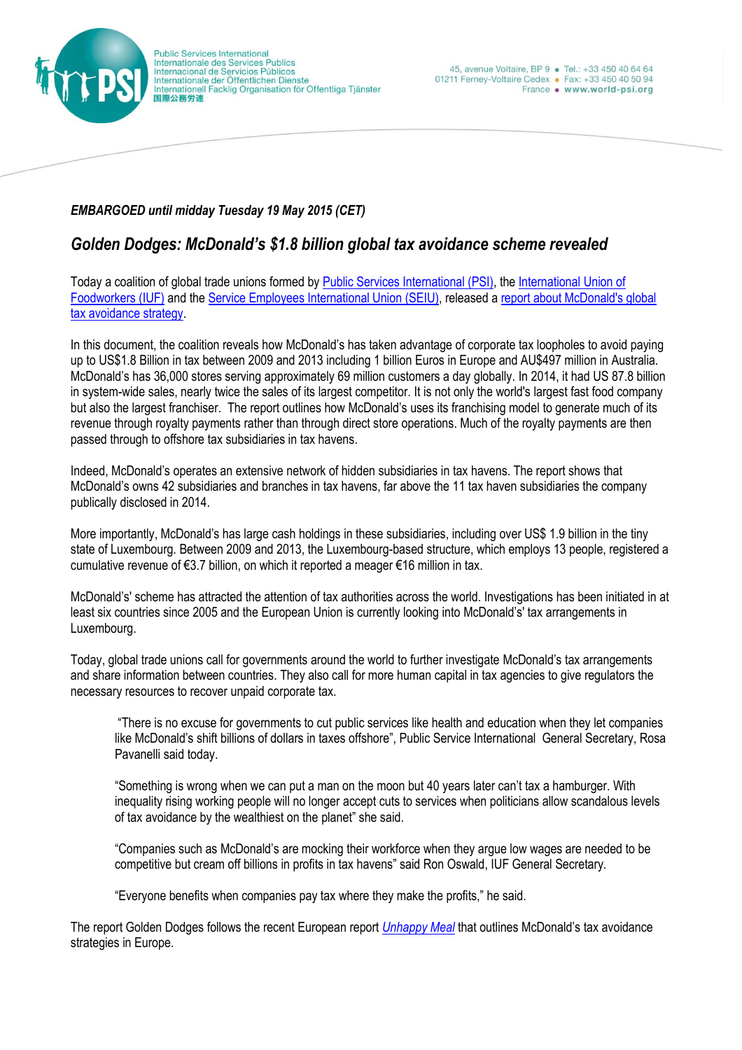Public Services International
Internationale des Services Publics
Internacional de Servicios Públicos
Internationale der Öffentlichen Dienste
Internationell Facklig Organisation för Offentliga Tjänster
国際公務労連

45, avenue Voltaire, BP 9 • Tel.: +33 450 40 64 64
01211 Ferney-Voltaire Cedex • Fax: +33 450 40 50 94
France • www.world-psi.org

***EMBARGOED until midday Tuesday 19 May 2015 (CET)***

## *Golden Dodges: McDonald's $1.8 billion global tax avoidance scheme revealed*

Today a coalition of global trade unions formed by Public Services International (PSI), the International Union of Foodworkers (IUF) and the Service Employees International Union (SEIU), released a report about McDonald's global tax avoidance strategy.

In this document, the coalition reveals how McDonald's has taken advantage of corporate tax loopholes to avoid paying up to US$1.8 Billion in tax between 2009 and 2013 including 1 billion Euros in Europe and AU$497 million in Australia. McDonald's has 36,000 stores serving approximately 69 million customers a day globally. In 2014, it had US 87.8 billion in system-wide sales, nearly twice the sales of its largest competitor. It is not only the world's largest fast food company but also the largest franchiser. The report outlines how McDonald's uses its franchising model to generate much of its revenue through royalty payments rather than through direct store operations. Much of the royalty payments are then passed through to offshore tax subsidiaries in tax havens.

Indeed, McDonald's operates an extensive network of hidden subsidiaries in tax havens. The report shows that McDonald's owns 42 subsidiaries and branches in tax havens, far above the 11 tax haven subsidiaries the company publically disclosed in 2014.

More importantly, McDonald's has large cash holdings in these subsidiaries, including over US$ 1.9 billion in the tiny state of Luxembourg. Between 2009 and 2013, the Luxembourg-based structure, which employs 13 people, registered a cumulative revenue of €3.7 billion, on which it reported a meager €16 million in tax.

McDonald's' scheme has attracted the attention of tax authorities across the world. Investigations has been initiated in at least six countries since 2005 and the European Union is currently looking into McDonald's' tax arrangements in Luxembourg.

Today, global trade unions call for governments around the world to further investigate McDonald's tax arrangements and share information between countries. They also call for more human capital in tax agencies to give regulators the necessary resources to recover unpaid corporate tax.

> "There is no excuse for governments to cut public services like health and education when they let companies like McDonald's shift billions of dollars in taxes offshore", Public Service International General Secretary, Rosa Pavanelli said today.
>
> "Something is wrong when we can put a man on the moon but 40 years later can't tax a hamburger. With inequality rising working people will no longer accept cuts to services when politicians allow scandalous levels of tax avoidance by the wealthiest on the planet" she said.
>
> "Companies such as McDonald's are mocking their workforce when they argue low wages are needed to be competitive but cream off billions in profits in tax havens" said Ron Oswald, IUF General Secretary.
>
> "Everyone benefits when companies pay tax where they make the profits," he said.

The report Golden Dodges follows the recent European report *Unhappy Meal* that outlines McDonald's tax avoidance strategies in Europe.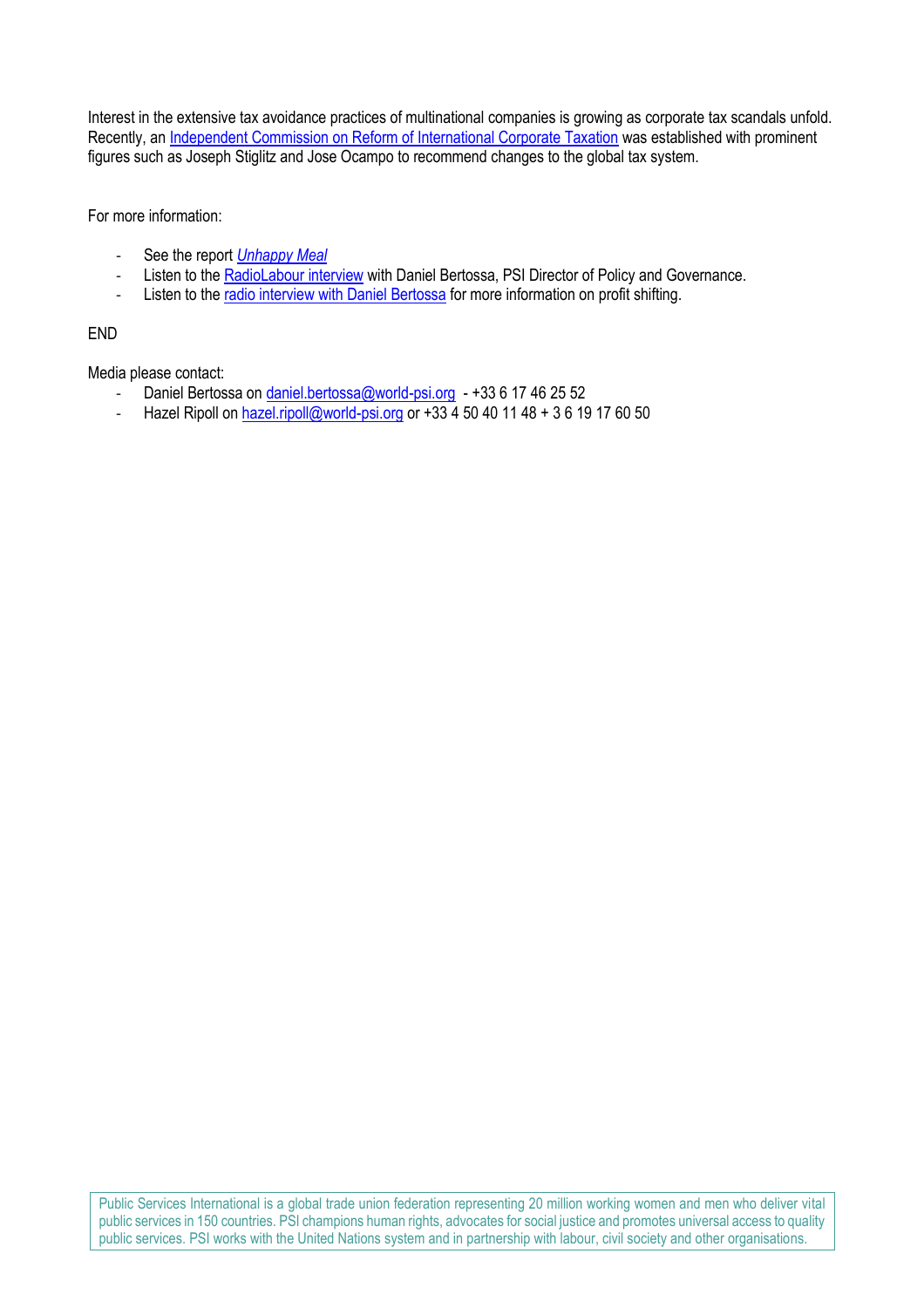Interest in the extensive tax avoidance practices of multinational companies is growing as corporate tax scandals unfold. Recently, an Independent Commission on Reform of International Corporate Taxation was established with prominent figures such as Joseph Stiglitz and Jose Ocampo to recommend changes to the global tax system.

For more information:

- See the report *Unhappy Meal*
- Listen to the RadioLabour interview with Daniel Bertossa, PSI Director of Policy and Governance.
- Listen to the radio interview with Daniel Bertossa for more information on profit shifting.

END

Media please contact:

- Daniel Bertossa on daniel.bertossa@world-psi.org - +33 6 17 46 25 52
- Hazel Ripoll on hazel.ripoll@world-psi.org or +33 4 50 40 11 48 + 3 6 19 17 60 50

Public Services International is a global trade union federation representing 20 million working women and men who deliver vital public services in 150 countries. PSI champions human rights, advocates for social justice and promotes universal access to quality public services. PSI works with the United Nations system and in partnership with labour, civil society and other organisations.